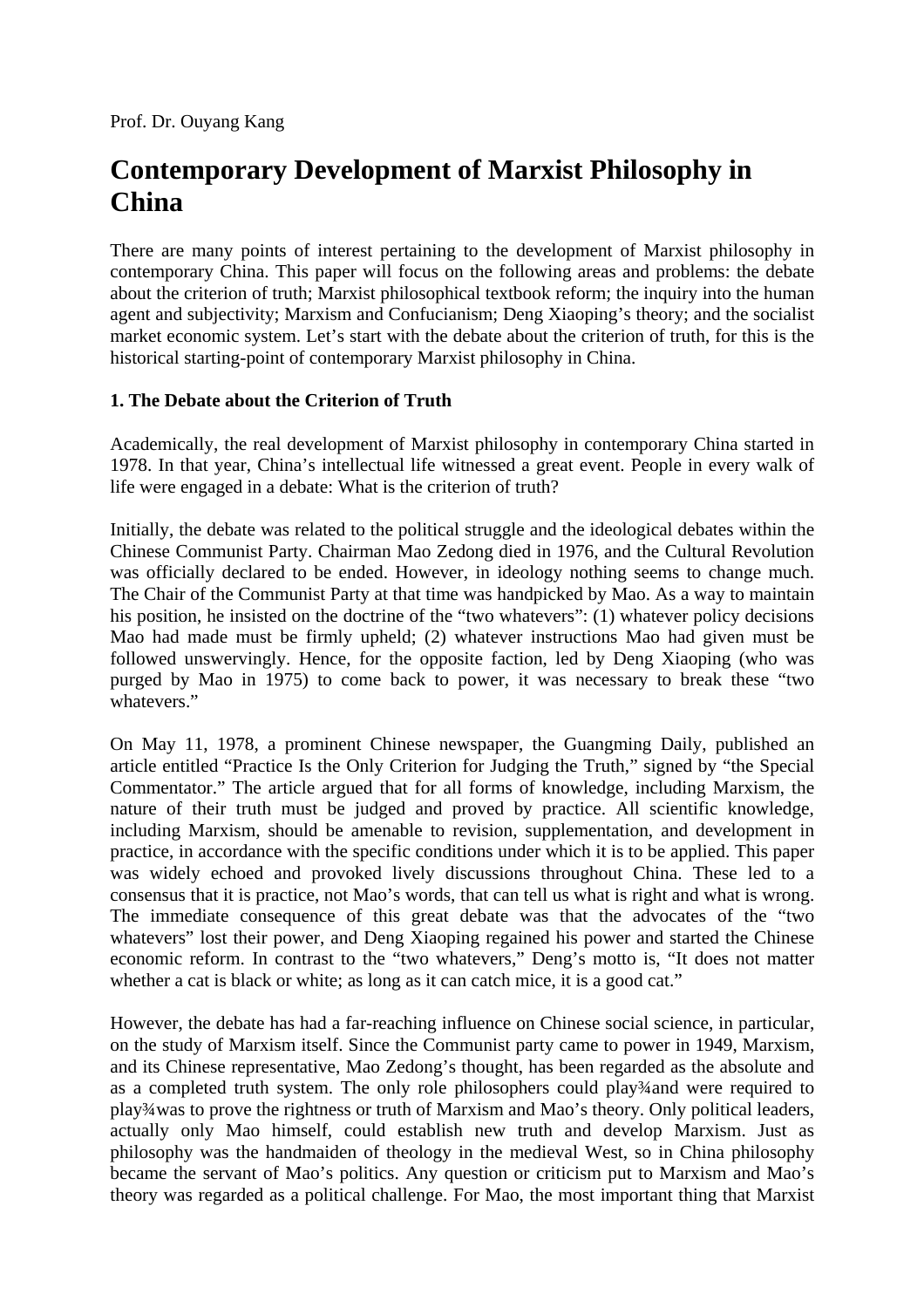Prof. Dr. Ouyang Kang

# Contemporary Development of Marxist Philosophy in China

There are many points of interest pertaining to the development of Marxist philosophy in contemporary China. This paper will focus on the following areas and problems: the debate about the criterion of truth; Marxist philosophical textbook reform; the inquiry into the human agent and subjectivity; Marxism and Confucianism; Deng Xiaoping's theory; and the socialist market economic system. Let's start with the debate about the criterion of truth, for this is the historical starting-point of contemporary Marxist philosophy in China.

### 1. The Debate about the Criterion of Truth

Academically, the real development of Marxist philosophy in contemporary China started in 1978. In that year, China's intellectual life witnessed a great event. People in every walk of life were engaged in a debate: What is the criterion of truth?

Initially, the debate was related to the political struggle and the ideological debates within the Chinese Communist Party. Chairman Mao Zedong died in 1976, and the Cultural Revolution was officially declared to be ended. However, in ideology nothing seems to change much. The Chair of the Communist Party at that time was handpicked by Mao. As a way to maintain his position, he insisted on the doctrine of the "two whatevers": (1) whatever policy decisions Mao had made must be firmly upheld; (2) whatever instructions Mao had given must be followed unswervingly. Hence, for the opposite faction, led by Deng Xiaoping (who was purged by Mao in 1975) to come back to power, it was necessary to break these "two whatevers."

On May 11, 1978, a prominent Chinese newspaper, the Guangming Daily, published an article entitled "Practice Is the Only Criterion for Judging the Truth," signed by "the Special Commentator." The article argued that for all forms of knowledge, including Marxism, the nature of their truth must be judged and proved by practice. All scientific knowledge, including Marxism, should be amenable to revision, supplementation, and development in practice, in accordance with the specific conditions under which it is to be applied. This paper was widely echoed and provoked lively discussions throughout China. These led to a consensus that it is practice, not Mao's words, that can tell us what is right and what is wrong. The immediate consequence of this great debate was that the advocates of the "two whatevers" lost their power, and Deng Xiaoping regained his power and started the Chinese economic reform. In contrast to the "two whatevers," Deng's motto is, "It does not matter whether a cat is black or white; as long as it can catch mice, it is a good cat."

However, the debate has had a far-reaching influence on Chinese social science, in particular, on the study of Marxism itself. Since the Communist party came to power in 1949, Marxism, and its Chinese representative, Mao Zedong's thought, has been regarded as the absolute and as a completed truth system. The only role philosophers could play¾and were required to play¾was to prove the rightness or truth of Marxism and Mao's theory. Only political leaders, actually only Mao himself, could establish new truth and develop Marxism. Just as philosophy was the handmaiden of theology in the medieval West, so in China philosophy became the servant of Mao's politics. Any question or criticism put to Marxism and Mao's theory was regarded as a political challenge. For Mao, the most important thing that Marxist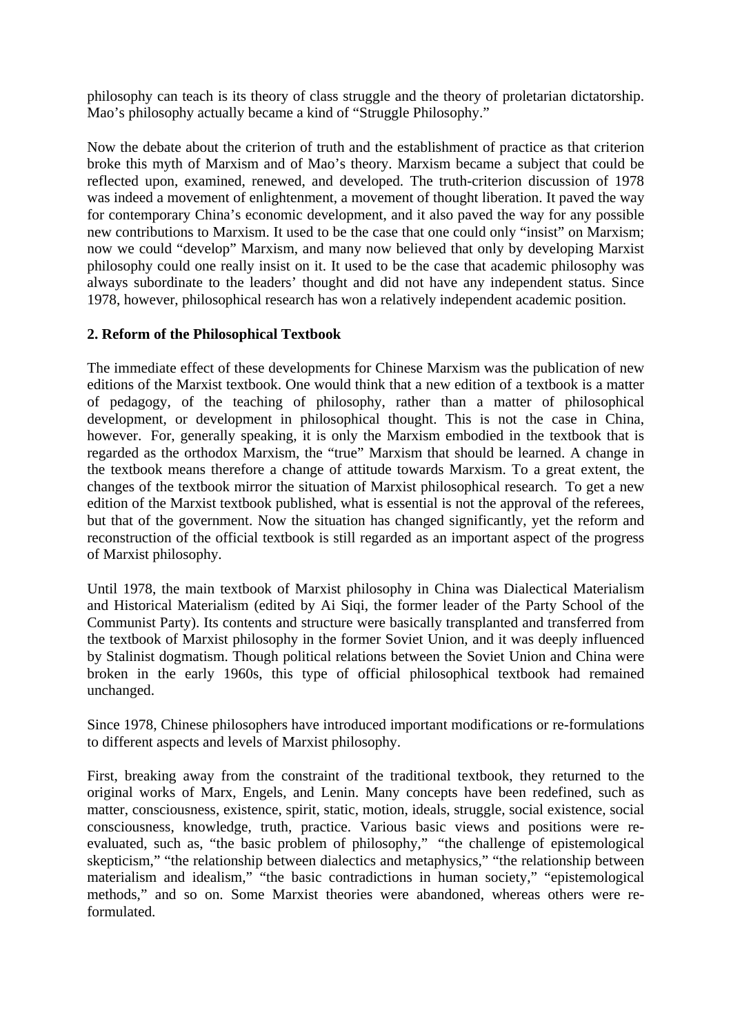philosophy can teach is its theory of class struggle and the theory of proletarian dictatorship. Mao's philosophy actually became a kind of "Struggle Philosophy."

Now the debate about the criterion of truth and the establishment of practice as that criterion broke this myth of Marxism and of Mao's theory. Marxism became a subject that could be reflected upon, examined, renewed, and developed. The truth-criterion discussion of 1978 was indeed a movement of enlightenment, a movement of thought liberation. It paved the way for contemporary China's economic development, and it also paved the way for any possible new contributions to Marxism. It used to be the case that one could only "insist" on Marxism; now we could "develop" Marxism, and many now believed that only by developing Marxist philosophy could one really insist on it. It used to be the case that academic philosophy was always subordinate to the leaders' thought and did not have any independent status. Since 1978, however, philosophical research has won a relatively independent academic position.

**2. Reform of the Philosophical Textbook**

The immediate effect of these developments for Chinese Marxism was the publication of new editions of the Marxist textbook. One would think that a new edition of a textbook is a matter of pedagogy, of the teaching of philosophy, rather than a matter of philosophical development, or development in philosophical thought. This is not the case in China, however. For, generally speaking, it is only the Marxism embodied in the textbook that is regarded as the orthodox Marxism, the "true" Marxism that should be learned. A change in the textbook means therefore a change of attitude towards Marxism. To a great extent, the changes of the textbook mirror the situation of Marxist philosophical research. To get a new edition of the Marxist textbook published, what is essential is not the approval of the referees, but that of the government. Now the situation has changed significantly, yet the reform and reconstruction of the official textbook is still regarded as an important aspect of the progress of Marxist philosophy.

Until 1978, the main textbook of Marxist philosophy in China was Dialectical Materialism and Historical Materialism (edited by Ai Siqi, the former leader of the Party School of the Communist Party). Its contents and structure were basically transplanted and transferred from the textbook of Marxist philosophy in the former Soviet Union, and it was deeply influenced by Stalinist dogmatism. Though political relations between the Soviet Union and China were broken in the early 1960s, this type of official philosophical textbook had remained unchanged.

Since 1978, Chinese philosophers have introduced important modifications or re-formulations to different aspects and levels of Marxist philosophy.

First, breaking away from the constraint of the traditional textbook, they returned to the original works of Marx, Engels, and Lenin. Many concepts have been redefined, such as matter, consciousness, existence, spirit, static, motion, ideals, struggle, social existence, social consciousness, knowledge, truth, practice. Various basic views and positions were re-evaluated, such as, "the basic problem of philosophy," "the challenge of epistemological skepticism," "the relationship between dialectics and metaphysics," "the relationship between materialism and idealism," "the basic contradictions in human society," "epistemological methods," and so on. Some Marxist theories were abandoned, whereas others were re-formulated.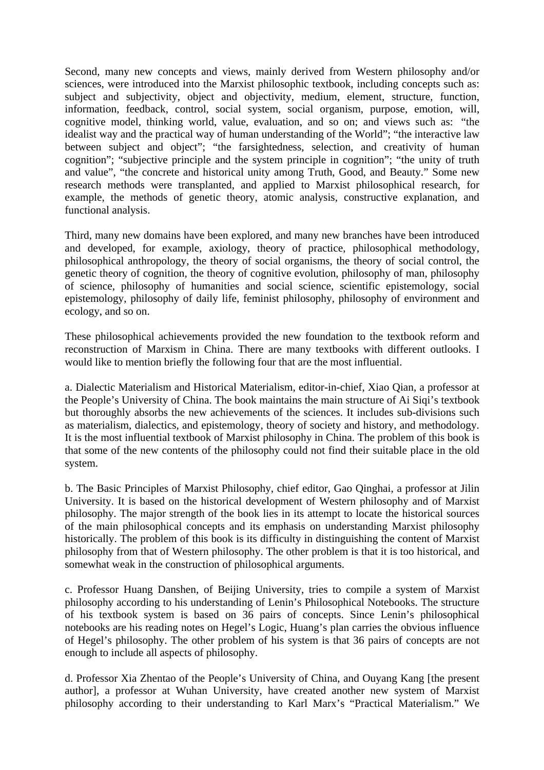Second, many new concepts and views, mainly derived from Western philosophy and/or sciences, were introduced into the Marxist philosophic textbook, including concepts such as: subject and subjectivity, object and objectivity, medium, element, structure, function, information, feedback, control, social system, social organism, purpose, emotion, will, cognitive model, thinking world, value, evaluation, and so on; and views such as: "the idealist way and the practical way of human understanding of the World"; "the interactive law between subject and object"; "the farsightedness, selection, and creativity of human cognition"; "subjective principle and the system principle in cognition"; "the unity of truth and value", "the concrete and historical unity among Truth, Good, and Beauty." Some new research methods were transplanted, and applied to Marxist philosophical research, for example, the methods of genetic theory, atomic analysis, constructive explanation, and functional analysis.

Third, many new domains have been explored, and many new branches have been introduced and developed, for example, axiology, theory of practice, philosophical methodology, philosophical anthropology, the theory of social organisms, the theory of social control, the genetic theory of cognition, the theory of cognitive evolution, philosophy of man, philosophy of science, philosophy of humanities and social science, scientific epistemology, social epistemology, philosophy of daily life, feminist philosophy, philosophy of environment and ecology, and so on.

These philosophical achievements provided the new foundation to the textbook reform and reconstruction of Marxism in China. There are many textbooks with different outlooks. I would like to mention briefly the following four that are the most influential.

a. Dialectic Materialism and Historical Materialism, editor-in-chief, Xiao Qian, a professor at the People's University of China. The book maintains the main structure of Ai Siqi's textbook but thoroughly absorbs the new achievements of the sciences. It includes sub-divisions such as materialism, dialectics, and epistemology, theory of society and history, and methodology. It is the most influential textbook of Marxist philosophy in China. The problem of this book is that some of the new contents of the philosophy could not find their suitable place in the old system.

b. The Basic Principles of Marxist Philosophy, chief editor, Gao Qinghai, a professor at Jilin University. It is based on the historical development of Western philosophy and of Marxist philosophy. The major strength of the book lies in its attempt to locate the historical sources of the main philosophical concepts and its emphasis on understanding Marxist philosophy historically. The problem of this book is its difficulty in distinguishing the content of Marxist philosophy from that of Western philosophy. The other problem is that it is too historical, and somewhat weak in the construction of philosophical arguments.

c. Professor Huang Danshen, of Beijing University, tries to compile a system of Marxist philosophy according to his understanding of Lenin's Philosophical Notebooks. The structure of his textbook system is based on 36 pairs of concepts. Since Lenin's philosophical notebooks are his reading notes on Hegel's Logic, Huang's plan carries the obvious influence of Hegel's philosophy. The other problem of his system is that 36 pairs of concepts are not enough to include all aspects of philosophy.

d. Professor Xia Zhentao of the People's University of China, and Ouyang Kang [the present author], a professor at Wuhan University, have created another new system of Marxist philosophy according to their understanding to Karl Marx's "Practical Materialism." We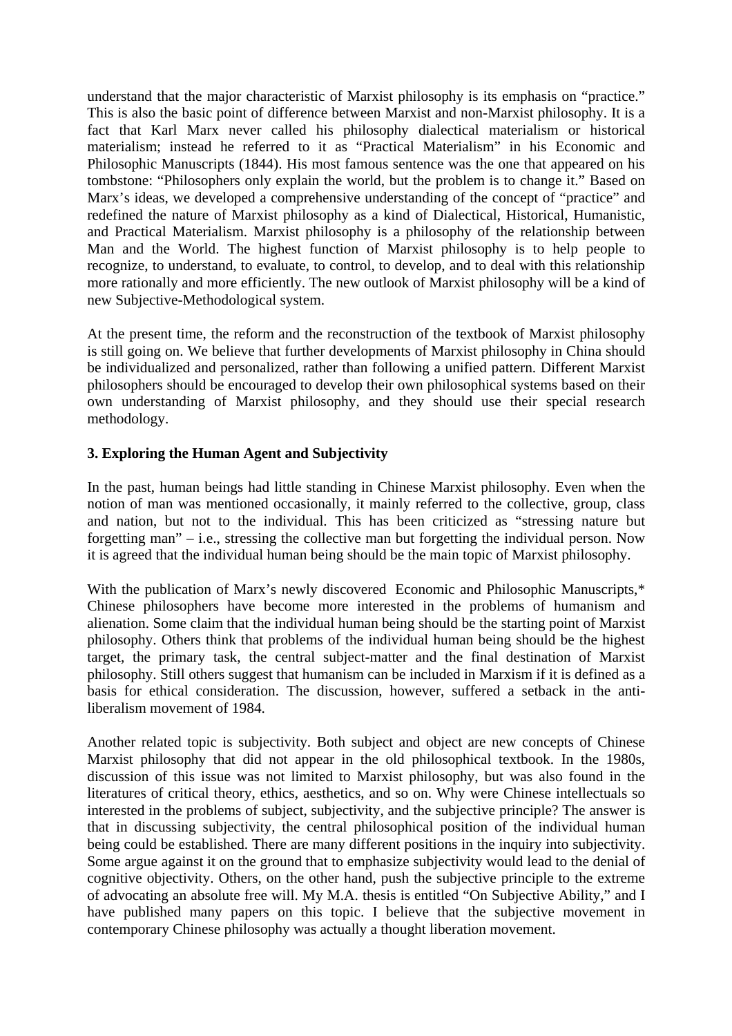understand that the major characteristic of Marxist philosophy is its emphasis on "practice." This is also the basic point of difference between Marxist and non-Marxist philosophy. It is a fact that Karl Marx never called his philosophy dialectical materialism or historical materialism; instead he referred to it as "Practical Materialism" in his Economic and Philosophic Manuscripts (1844). His most famous sentence was the one that appeared on his tombstone: "Philosophers only explain the world, but the problem is to change it." Based on Marx's ideas, we developed a comprehensive understanding of the concept of "practice" and redefined the nature of Marxist philosophy as a kind of Dialectical, Historical, Humanistic, and Practical Materialism. Marxist philosophy is a philosophy of the relationship between Man and the World. The highest function of Marxist philosophy is to help people to recognize, to understand, to evaluate, to control, to develop, and to deal with this relationship more rationally and more efficiently. The new outlook of Marxist philosophy will be a kind of new Subjective-Methodological system.

At the present time, the reform and the reconstruction of the textbook of Marxist philosophy is still going on. We believe that further developments of Marxist philosophy in China should be individualized and personalized, rather than following a unified pattern. Different Marxist philosophers should be encouraged to develop their own philosophical systems based on their own understanding of Marxist philosophy, and they should use their special research methodology.

### 3. Exploring the Human Agent and Subjectivity

In the past, human beings had little standing in Chinese Marxist philosophy. Even when the notion of man was mentioned occasionally, it mainly referred to the collective, group, class and nation, but not to the individual. This has been criticized as "stressing nature but forgetting man" – i.e., stressing the collective man but forgetting the individual person. Now it is agreed that the individual human being should be the main topic of Marxist philosophy.

With the publication of Marx's newly discovered Economic and Philosophic Manuscripts,* Chinese philosophers have become more interested in the problems of humanism and alienation. Some claim that the individual human being should be the starting point of Marxist philosophy. Others think that problems of the individual human being should be the highest target, the primary task, the central subject-matter and the final destination of Marxist philosophy. Still others suggest that humanism can be included in Marxism if it is defined as a basis for ethical consideration. The discussion, however, suffered a setback in the anti-liberalism movement of 1984.

Another related topic is subjectivity. Both subject and object are new concepts of Chinese Marxist philosophy that did not appear in the old philosophical textbook. In the 1980s, discussion of this issue was not limited to Marxist philosophy, but was also found in the literatures of critical theory, ethics, aesthetics, and so on. Why were Chinese intellectuals so interested in the problems of subject, subjectivity, and the subjective principle? The answer is that in discussing subjectivity, the central philosophical position of the individual human being could be established. There are many different positions in the inquiry into subjectivity. Some argue against it on the ground that to emphasize subjectivity would lead to the denial of cognitive objectivity. Others, on the other hand, push the subjective principle to the extreme of advocating an absolute free will. My M.A. thesis is entitled "On Subjective Ability," and I have published many papers on this topic. I believe that the subjective movement in contemporary Chinese philosophy was actually a thought liberation movement.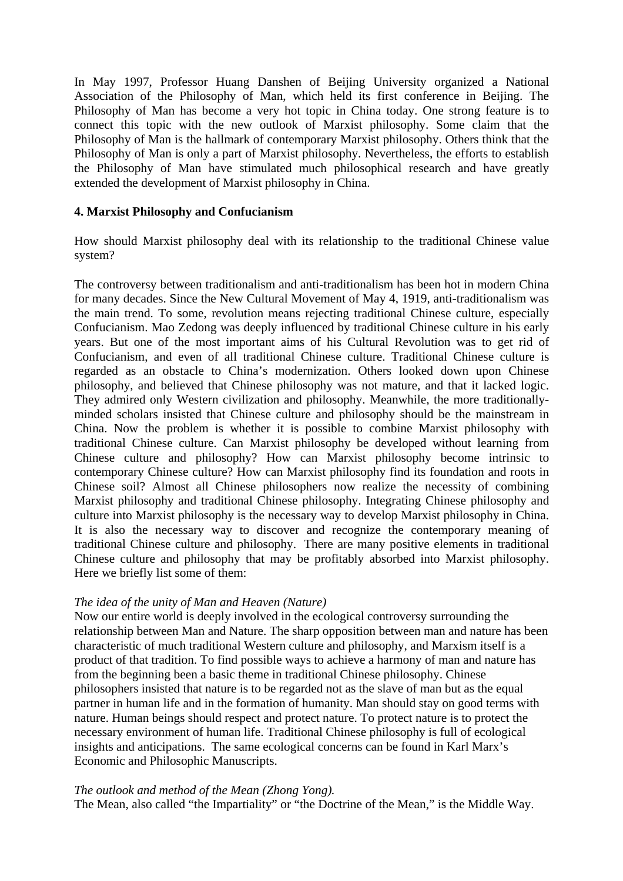In May 1997, Professor Huang Danshen of Beijing University organized a National Association of the Philosophy of Man, which held its first conference in Beijing. The Philosophy of Man has become a very hot topic in China today. One strong feature is to connect this topic with the new outlook of Marxist philosophy. Some claim that the Philosophy of Man is the hallmark of contemporary Marxist philosophy. Others think that the Philosophy of Man is only a part of Marxist philosophy. Nevertheless, the efforts to establish the Philosophy of Man have stimulated much philosophical research and have greatly extended the development of Marxist philosophy in China.

**4. Marxist Philosophy and Confucianism**

How should Marxist philosophy deal with its relationship to the traditional Chinese value system?

The controversy between traditionalism and anti-traditionalism has been hot in modern China for many decades. Since the New Cultural Movement of May 4, 1919, anti-traditionalism was the main trend. To some, revolution means rejecting traditional Chinese culture, especially Confucianism. Mao Zedong was deeply influenced by traditional Chinese culture in his early years. But one of the most important aims of his Cultural Revolution was to get rid of Confucianism, and even of all traditional Chinese culture. Traditional Chinese culture is regarded as an obstacle to China's modernization. Others looked down upon Chinese philosophy, and believed that Chinese philosophy was not mature, and that it lacked logic. They admired only Western civilization and philosophy. Meanwhile, the more traditionally-minded scholars insisted that Chinese culture and philosophy should be the mainstream in China. Now the problem is whether it is possible to combine Marxist philosophy with traditional Chinese culture. Can Marxist philosophy be developed without learning from Chinese culture and philosophy? How can Marxist philosophy become intrinsic to contemporary Chinese culture? How can Marxist philosophy find its foundation and roots in Chinese soil? Almost all Chinese philosophers now realize the necessity of combining Marxist philosophy and traditional Chinese philosophy. Integrating Chinese philosophy and culture into Marxist philosophy is the necessary way to develop Marxist philosophy in China. It is also the necessary way to discover and recognize the contemporary meaning of traditional Chinese culture and philosophy. There are many positive elements in traditional Chinese culture and philosophy that may be profitably absorbed into Marxist philosophy. Here we briefly list some of them:

*The idea of the unity of Man and Heaven (Nature)*
Now our entire world is deeply involved in the ecological controversy surrounding the relationship between Man and Nature. The sharp opposition between man and nature has been characteristic of much traditional Western culture and philosophy, and Marxism itself is a product of that tradition. To find possible ways to achieve a harmony of man and nature has from the beginning been a basic theme in traditional Chinese philosophy. Chinese philosophers insisted that nature is to be regarded not as the slave of man but as the equal partner in human life and in the formation of humanity. Man should stay on good terms with nature. Human beings should respect and protect nature. To protect nature is to protect the necessary environment of human life. Traditional Chinese philosophy is full of ecological insights and anticipations. The same ecological concerns can be found in Karl Marx's Economic and Philosophic Manuscripts.

*The outlook and method of the Mean (Zhong Yong).*
The Mean, also called "the Impartiality" or "the Doctrine of the Mean," is the Middle Way.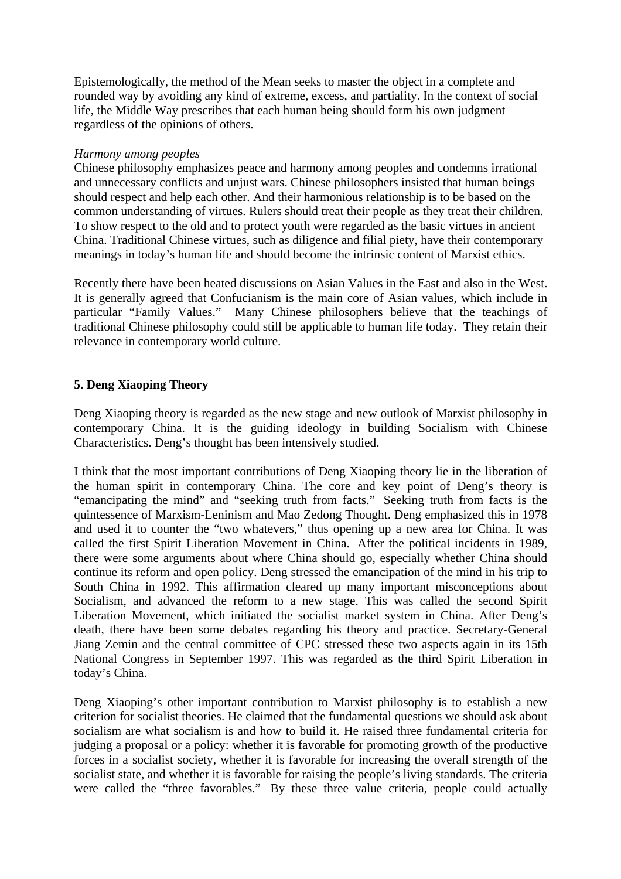Epistemologically, the method of the Mean seeks to master the object in a complete and rounded way by avoiding any kind of extreme, excess, and partiality. In the context of social life, the Middle Way prescribes that each human being should form his own judgment regardless of the opinions of others.

*Harmony among peoples*

Chinese philosophy emphasizes peace and harmony among peoples and condemns irrational and unnecessary conflicts and unjust wars. Chinese philosophers insisted that human beings should respect and help each other. And their harmonious relationship is to be based on the common understanding of virtues. Rulers should treat their people as they treat their children. To show respect to the old and to protect youth were regarded as the basic virtues in ancient China. Traditional Chinese virtues, such as diligence and filial piety, have their contemporary meanings in today's human life and should become the intrinsic content of Marxist ethics.

Recently there have been heated discussions on Asian Values in the East and also in the West. It is generally agreed that Confucianism is the main core of Asian values, which include in particular "Family Values." Many Chinese philosophers believe that the teachings of traditional Chinese philosophy could still be applicable to human life today. They retain their relevance in contemporary world culture.

### 5. Deng Xiaoping Theory

Deng Xiaoping theory is regarded as the new stage and new outlook of Marxist philosophy in contemporary China. It is the guiding ideology in building Socialism with Chinese Characteristics. Deng's thought has been intensively studied.

I think that the most important contributions of Deng Xiaoping theory lie in the liberation of the human spirit in contemporary China. The core and key point of Deng's theory is "emancipating the mind" and "seeking truth from facts." Seeking truth from facts is the quintessence of Marxism-Leninism and Mao Zedong Thought. Deng emphasized this in 1978 and used it to counter the "two whatevers," thus opening up a new area for China. It was called the first Spirit Liberation Movement in China. After the political incidents in 1989, there were some arguments about where China should go, especially whether China should continue its reform and open policy. Deng stressed the emancipation of the mind in his trip to South China in 1992. This affirmation cleared up many important misconceptions about Socialism, and advanced the reform to a new stage. This was called the second Spirit Liberation Movement, which initiated the socialist market system in China. After Deng's death, there have been some debates regarding his theory and practice. Secretary-General Jiang Zemin and the central committee of CPC stressed these two aspects again in its 15th National Congress in September 1997. This was regarded as the third Spirit Liberation in today's China.

Deng Xiaoping's other important contribution to Marxist philosophy is to establish a new criterion for socialist theories. He claimed that the fundamental questions we should ask about socialism are what socialism is and how to build it. He raised three fundamental criteria for judging a proposal or a policy: whether it is favorable for promoting growth of the productive forces in a socialist society, whether it is favorable for increasing the overall strength of the socialist state, and whether it is favorable for raising the people's living standards. The criteria were called the "three favorables." By these three value criteria, people could actually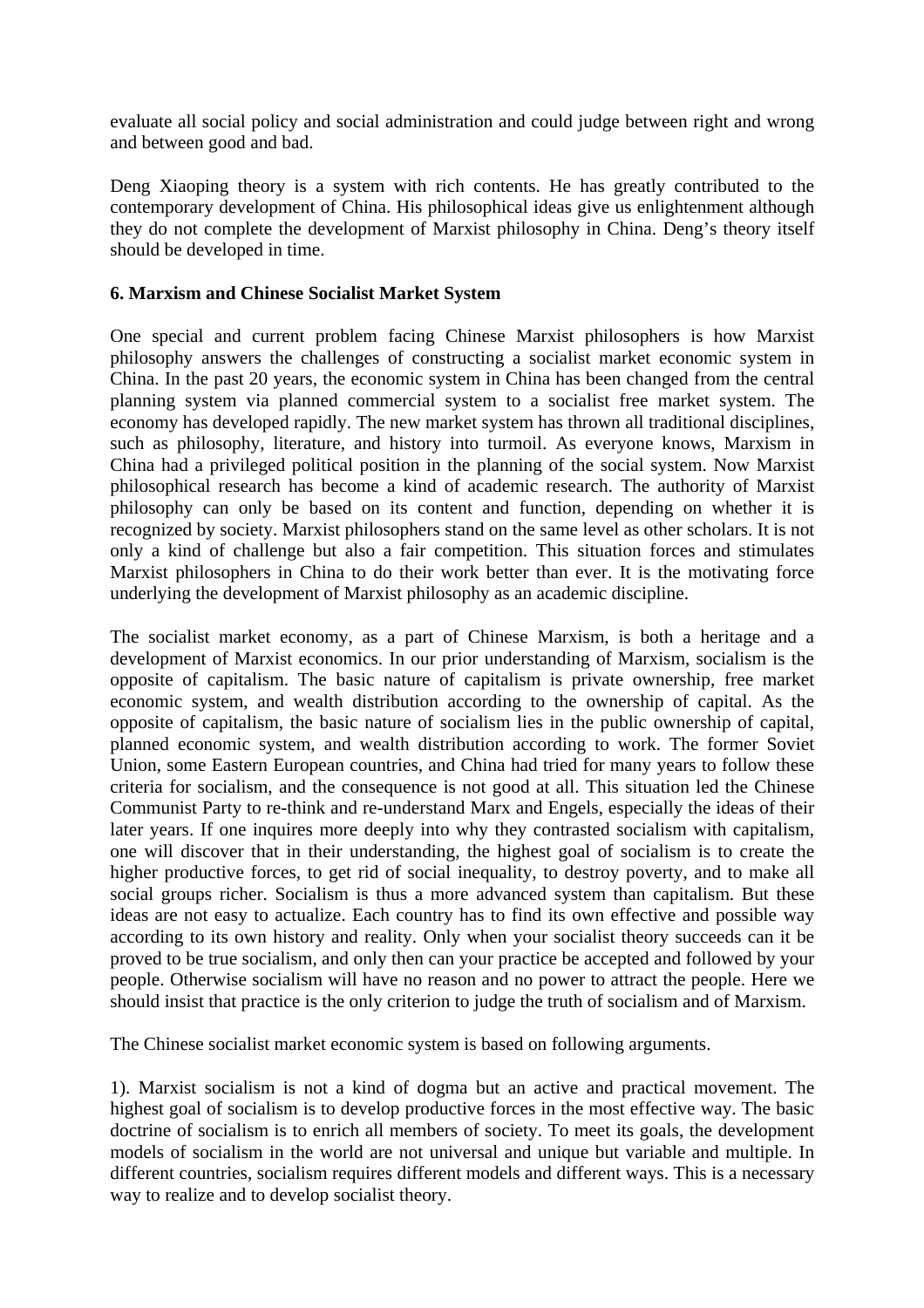evaluate all social policy and social administration and could judge between right and wrong and between good and bad.

Deng Xiaoping theory is a system with rich contents. He has greatly contributed to the contemporary development of China. His philosophical ideas give us enlightenment although they do not complete the development of Marxist philosophy in China. Deng's theory itself should be developed in time.

**6. Marxism and Chinese Socialist Market System**

One special and current problem facing Chinese Marxist philosophers is how Marxist philosophy answers the challenges of constructing a socialist market economic system in China. In the past 20 years, the economic system in China has been changed from the central planning system via planned commercial system to a socialist free market system. The economy has developed rapidly. The new market system has thrown all traditional disciplines, such as philosophy, literature, and history into turmoil. As everyone knows, Marxism in China had a privileged political position in the planning of the social system. Now Marxist philosophical research has become a kind of academic research. The authority of Marxist philosophy can only be based on its content and function, depending on whether it is recognized by society. Marxist philosophers stand on the same level as other scholars. It is not only a kind of challenge but also a fair competition. This situation forces and stimulates Marxist philosophers in China to do their work better than ever. It is the motivating force underlying the development of Marxist philosophy as an academic discipline.

The socialist market economy, as a part of Chinese Marxism, is both a heritage and a development of Marxist economics. In our prior understanding of Marxism, socialism is the opposite of capitalism. The basic nature of capitalism is private ownership, free market economic system, and wealth distribution according to the ownership of capital. As the opposite of capitalism, the basic nature of socialism lies in the public ownership of capital, planned economic system, and wealth distribution according to work. The former Soviet Union, some Eastern European countries, and China had tried for many years to follow these criteria for socialism, and the consequence is not good at all. This situation led the Chinese Communist Party to re-think and re-understand Marx and Engels, especially the ideas of their later years. If one inquires more deeply into why they contrasted socialism with capitalism, one will discover that in their understanding, the highest goal of socialism is to create the higher productive forces, to get rid of social inequality, to destroy poverty, and to make all social groups richer. Socialism is thus a more advanced system than capitalism. But these ideas are not easy to actualize. Each country has to find its own effective and possible way according to its own history and reality. Only when your socialist theory succeeds can it be proved to be true socialism, and only then can your practice be accepted and followed by your people. Otherwise socialism will have no reason and no power to attract the people. Here we should insist that practice is the only criterion to judge the truth of socialism and of Marxism.

The Chinese socialist market economic system is based on following arguments.

1). Marxist socialism is not a kind of dogma but an active and practical movement. The highest goal of socialism is to develop productive forces in the most effective way. The basic doctrine of socialism is to enrich all members of society. To meet its goals, the development models of socialism in the world are not universal and unique but variable and multiple. In different countries, socialism requires different models and different ways. This is a necessary way to realize and to develop socialist theory.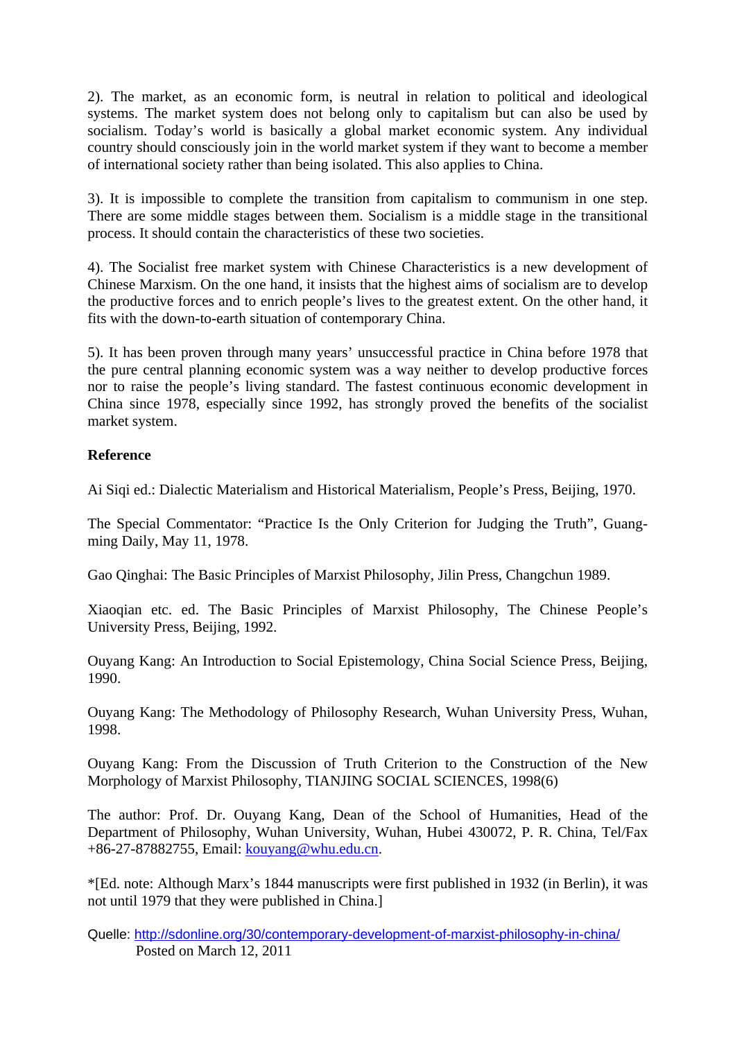2). The market, as an economic form, is neutral in relation to political and ideological systems. The market system does not belong only to capitalism but can also be used by socialism. Today's world is basically a global market economic system. Any individual country should consciously join in the world market system if they want to become a member of international society rather than being isolated. This also applies to China.

3). It is impossible to complete the transition from capitalism to communism in one step. There are some middle stages between them. Socialism is a middle stage in the transitional process. It should contain the characteristics of these two societies.

4). The Socialist free market system with Chinese Characteristics is a new development of Chinese Marxism. On the one hand, it insists that the highest aims of socialism are to develop the productive forces and to enrich people's lives to the greatest extent. On the other hand, it fits with the down-to-earth situation of contemporary China.

5). It has been proven through many years' unsuccessful practice in China before 1978 that the pure central planning economic system was a way neither to develop productive forces nor to raise the people's living standard. The fastest continuous economic development in China since 1978, especially since 1992, has strongly proved the benefits of the socialist market system.

**Reference**

Ai Siqi ed.: Dialectic Materialism and Historical Materialism, People's Press, Beijing, 1970.

The Special Commentator: "Practice Is the Only Criterion for Judging the Truth", Guangming Daily, May 11, 1978.

Gao Qinghai: The Basic Principles of Marxist Philosophy, Jilin Press, Changchun 1989.

Xiaoqian etc. ed. The Basic Principles of Marxist Philosophy, The Chinese People's University Press, Beijing, 1992.

Ouyang Kang: An Introduction to Social Epistemology, China Social Science Press, Beijing, 1990.

Ouyang Kang: The Methodology of Philosophy Research, Wuhan University Press, Wuhan, 1998.

Ouyang Kang: From the Discussion of Truth Criterion to the Construction of the New Morphology of Marxist Philosophy, TIANJING SOCIAL SCIENCES, 1998(6)

The author: Prof. Dr. Ouyang Kang, Dean of the School of Humanities, Head of the Department of Philosophy, Wuhan University, Wuhan, Hubei 430072, P. R. China, Tel/Fax +86-27-87882755, Email: kouyang@whu.edu.cn.

*[Ed. note: Although Marx's 1844 manuscripts were first published in 1932 (in Berlin), it was not until 1979 that they were published in China.]

Quelle: http://sdonline.org/30/contemporary-development-of-marxist-philosophy-in-china/
Posted on March 12, 2011